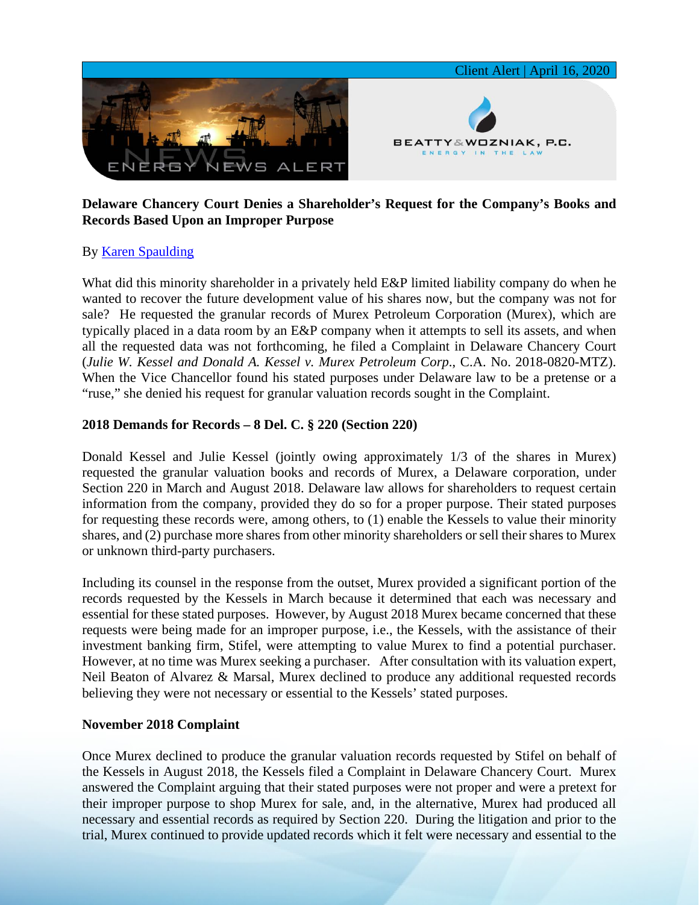Client Alert | April 16, 2020

ENERGY NEWS ALERT

BEATTY & WOZNIAK, P.C.
ENERGY IN THE LAW

**Delaware Chancery Court Denies a Shareholder's Request for the Company's Books and Records Based Upon an Improper Purpose**

By [Karen Spaulding](Karen Spaulding)

What did this minority shareholder in a privately held E&P limited liability company do when he wanted to recover the future development value of his shares now, but the company was not for sale? He requested the granular records of Murex Petroleum Corporation (Murex), which are typically placed in a data room by an E&P company when it attempts to sell its assets, and when all the requested data was not forthcoming, he filed a Complaint in Delaware Chancery Court (*Julie W. Kessel and Donald A. Kessel v. Murex Petroleum Corp*., C.A. No. 2018-0820-MTZ). When the Vice Chancellor found his stated purposes under Delaware law to be a pretense or a "ruse," she denied his request for granular valuation records sought in the Complaint.

**2018 Demands for Records – 8 Del. C. § 220 (Section 220)**

Donald Kessel and Julie Kessel (jointly owing approximately 1/3 of the shares in Murex) requested the granular valuation books and records of Murex, a Delaware corporation, under Section 220 in March and August 2018. Delaware law allows for shareholders to request certain information from the company, provided they do so for a proper purpose. Their stated purposes for requesting these records were, among others, to (1) enable the Kessels to value their minority shares, and (2) purchase more shares from other minority shareholders or sell their shares to Murex or unknown third-party purchasers.

Including its counsel in the response from the outset, Murex provided a significant portion of the records requested by the Kessels in March because it determined that each was necessary and essential for these stated purposes. However, by August 2018 Murex became concerned that these requests were being made for an improper purpose, i.e., the Kessels, with the assistance of their investment banking firm, Stifel, were attempting to value Murex to find a potential purchaser. However, at no time was Murex seeking a purchaser. After consultation with its valuation expert, Neil Beaton of Alvarez & Marsal, Murex declined to produce any additional requested records believing they were not necessary or essential to the Kessels' stated purposes.

**November 2018 Complaint**

Once Murex declined to produce the granular valuation records requested by Stifel on behalf of the Kessels in August 2018, the Kessels filed a Complaint in Delaware Chancery Court. Murex answered the Complaint arguing that their stated purposes were not proper and were a pretext for their improper purpose to shop Murex for sale, and, in the alternative, Murex had produced all necessary and essential records as required by Section 220. During the litigation and prior to the trial, Murex continued to provide updated records which it felt were necessary and essential to the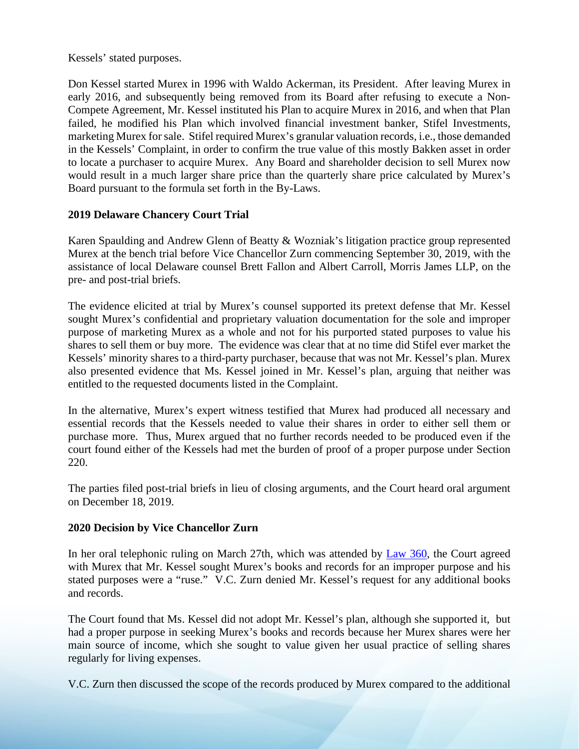Kessels' stated purposes.

Don Kessel started Murex in 1996 with Waldo Ackerman, its President. After leaving Murex in early 2016, and subsequently being removed from its Board after refusing to execute a Non-Compete Agreement, Mr. Kessel instituted his Plan to acquire Murex in 2016, and when that Plan failed, he modified his Plan which involved financial investment banker, Stifel Investments, marketing Murex for sale. Stifel required Murex's granular valuation records, i.e., those demanded in the Kessels' Complaint, in order to confirm the true value of this mostly Bakken asset in order to locate a purchaser to acquire Murex. Any Board and shareholder decision to sell Murex now would result in a much larger share price than the quarterly share price calculated by Murex's Board pursuant to the formula set forth in the By-Laws.

**2019 Delaware Chancery Court Trial**

Karen Spaulding and Andrew Glenn of Beatty & Wozniak's litigation practice group represented Murex at the bench trial before Vice Chancellor Zurn commencing September 30, 2019, with the assistance of local Delaware counsel Brett Fallon and Albert Carroll, Morris James LLP, on the pre- and post-trial briefs.

The evidence elicited at trial by Murex's counsel supported its pretext defense that Mr. Kessel sought Murex's confidential and proprietary valuation documentation for the sole and improper purpose of marketing Murex as a whole and not for his purported stated purposes to value his shares to sell them or buy more. The evidence was clear that at no time did Stifel ever market the Kessels' minority shares to a third-party purchaser, because that was not Mr. Kessel's plan. Murex also presented evidence that Ms. Kessel joined in Mr. Kessel's plan, arguing that neither was entitled to the requested documents listed in the Complaint.

In the alternative, Murex's expert witness testified that Murex had produced all necessary and essential records that the Kessels needed to value their shares in order to either sell them or purchase more. Thus, Murex argued that no further records needed to be produced even if the court found either of the Kessels had met the burden of proof of a proper purpose under Section 220.

The parties filed post-trial briefs in lieu of closing arguments, and the Court heard oral argument on December 18, 2019.

**2020 Decision by Vice Chancellor Zurn**

In her oral telephonic ruling on March 27th, which was attended by [Law 360](), the Court agreed with Murex that Mr. Kessel sought Murex's books and records for an improper purpose and his stated purposes were a "ruse." V.C. Zurn denied Mr. Kessel's request for any additional books and records.

The Court found that Ms. Kessel did not adopt Mr. Kessel's plan, although she supported it, but had a proper purpose in seeking Murex's books and records because her Murex shares were her main source of income, which she sought to value given her usual practice of selling shares regularly for living expenses.

V.C. Zurn then discussed the scope of the records produced by Murex compared to the additional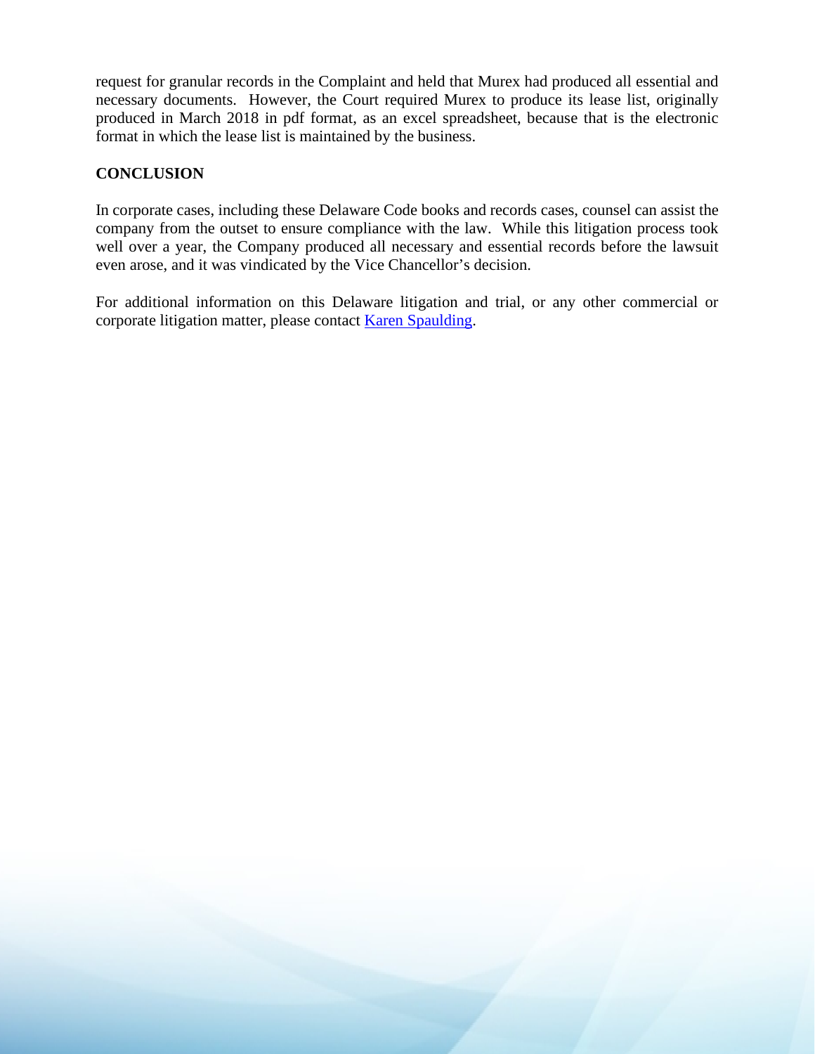request for granular records in the Complaint and held that Murex had produced all essential and necessary documents. However, the Court required Murex to produce its lease list, originally produced in March 2018 in pdf format, as an excel spreadsheet, because that is the electronic format in which the lease list is maintained by the business.

**CONCLUSION**

In corporate cases, including these Delaware Code books and records cases, counsel can assist the company from the outset to ensure compliance with the law. While this litigation process took well over a year, the Company produced all necessary and essential records before the lawsuit even arose, and it was vindicated by the Vice Chancellor's decision.

For additional information on this Delaware litigation and trial, or any other commercial or corporate litigation matter, please contact Karen Spaulding.